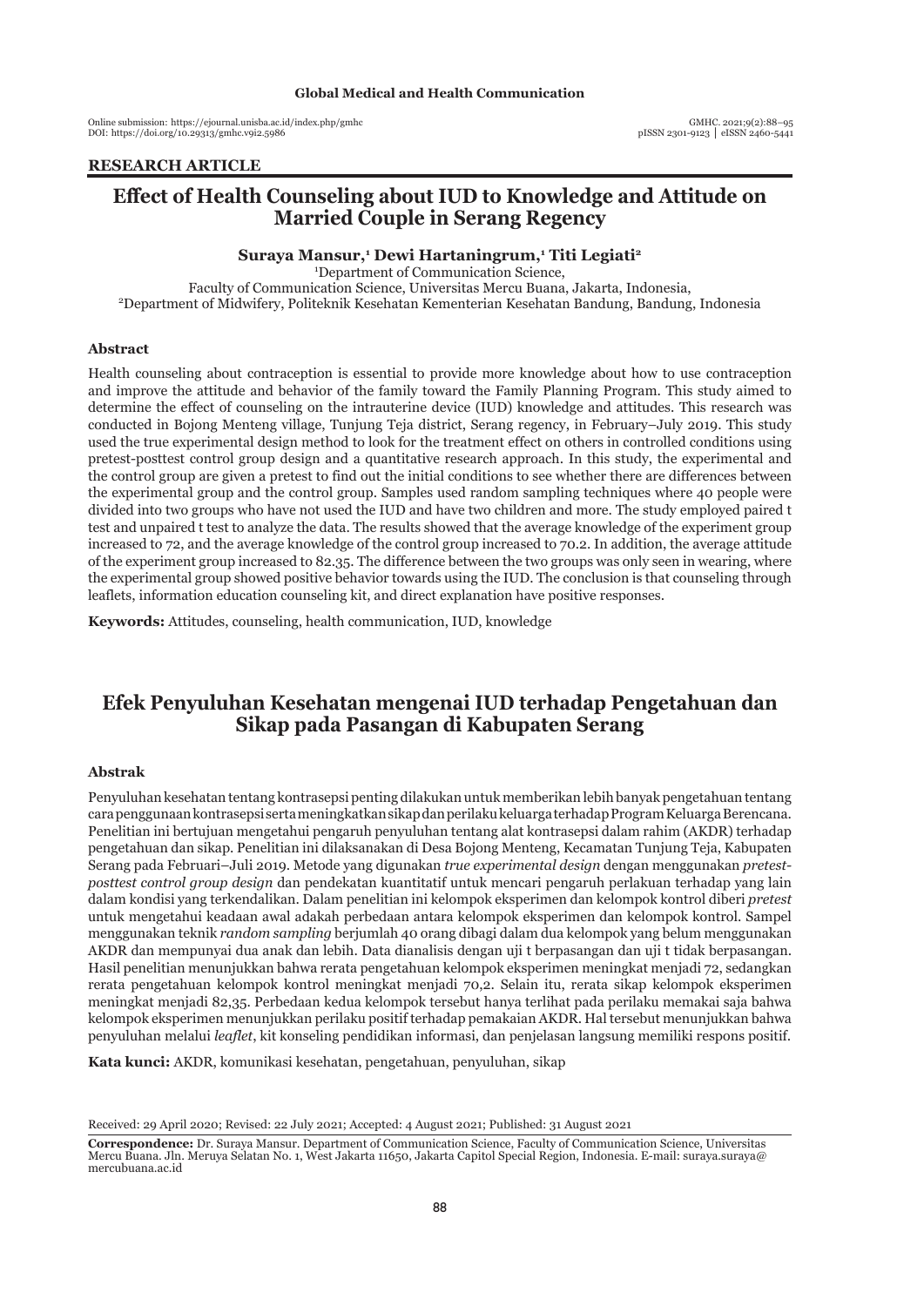RESEARCH ARTICLE

# Effect of Health Counseling about IUD to Knowledge and Attitude on Married Couple in Serang Regency

**Suraya Mansur,[1] Dewi Hartaningrum,[1] Titi Legiati[2]**

[1]Department of Communication Science, Faculty of Communication Science, Universitas Mercu Buana, Jakarta, Indonesia,
[2]Department of Midwifery, Politeknik Kesehatan Kementerian Kesehatan Bandung, Bandung, Indonesia

### Abstract

Health counseling about contraception is essential to provide more knowledge about how to use contraception and improve the attitude and behavior of the family toward the Family Planning Program. This study aimed to determine the effect of counseling on the intrauterine device (IUD) knowledge and attitudes. This research was conducted in Bojong Menteng village, Tunjung Teja district, Serang regency, in February–July 2019. This study used the true experimental design method to look for the treatment effect on others in controlled conditions using pretest-posttest control group design and a quantitative research approach. In this study, the experimental and the control group are given a pretest to find out the initial conditions to see whether there are differences between the experimental group and the control group. Samples used random sampling techniques where 40 people were divided into two groups who have not used the IUD and have two children and more. The study employed paired t test and unpaired t test to analyze the data. The results showed that the average knowledge of the experiment group increased to 72, and the average knowledge of the control group increased to 70.2. In addition, the average attitude of the experiment group increased to 82.35. The difference between the two groups was only seen in wearing, where the experimental group showed positive behavior towards using the IUD. The conclusion is that counseling through leaflets, information education counseling kit, and direct explanation have positive responses.

**Keywords:** Attitudes, counseling, health communication, IUD, knowledge

# Efek Penyuluhan Kesehatan mengenai IUD terhadap Pengetahuan dan Sikap pada Pasangan di Kabupaten Serang

### Abstrak

Penyuluhan kesehatan tentang kontrasepsi penting dilakukan untuk memberikan lebih banyak pengetahuan tentang cara penggunaan kontrasepsi serta meningkatkan sikap dan perilaku keluarga terhadap Program Keluarga Berencana. Penelitian ini bertujuan mengetahui pengaruh penyuluhan tentang alat kontrasepsi dalam rahim (AKDR) terhadap pengetahuan dan sikap. Penelitian ini dilaksanakan di Desa Bojong Menteng, Kecamatan Tunjung Teja, Kabupaten Serang pada Februari–Juli 2019. Metode yang digunakan *true experimental design* dengan menggunakan *pretest-posttest control group design* dan pendekatan kuantitatif untuk mencari pengaruh perlakuan terhadap yang lain dalam kondisi yang terkendalikan. Dalam penelitian ini kelompok eksperimen dan kelompok kontrol diberi *pretest* untuk mengetahui keadaan awal adakah perbedaan antara kelompok eksperimen dan kelompok kontrol. Sampel menggunakan teknik *random sampling* berjumlah 40 orang dibagi dalam dua kelompok yang belum menggunakan AKDR dan mempunyai dua anak dan lebih. Data dianalisis dengan uji t berpasangan dan uji t tidak berpasangan. Hasil penelitian menunjukkan bahwa rerata pengetahuan kelompok eksperimen meningkat menjadi 72, sedangkan rerata pengetahuan kelompok kontrol meningkat menjadi 70,2. Selain itu, rerata sikap kelompok eksperimen meningkat menjadi 82,35. Perbedaan kedua kelompok tersebut hanya terlihat pada perilaku memakai saja bahwa kelompok eksperimen menunjukkan perilaku positif terhadap pemakaian AKDR. Hal tersebut menunjukkan bahwa penyuluhan melalui *leaflet*, kit konseling pendidikan informasi, dan penjelasan langsung memiliki respons positif.

**Kata kunci:** AKDR, komunikasi kesehatan, pengetahuan, penyuluhan, sikap

Received: 29 April 2020; Revised: 22 July 2021; Accepted: 4 August 2021; Published: 31 August 2021

**Correspondence:** Dr. Suraya Mansur. Department of Communication Science, Faculty of Communication Science, Universitas Mercu Buana. Jln. Meruya Selatan No. 1, West Jakarta 11650, Jakarta Capitol Special Region, Indonesia. E-mail: suraya.suraya@mercubuana.ac.id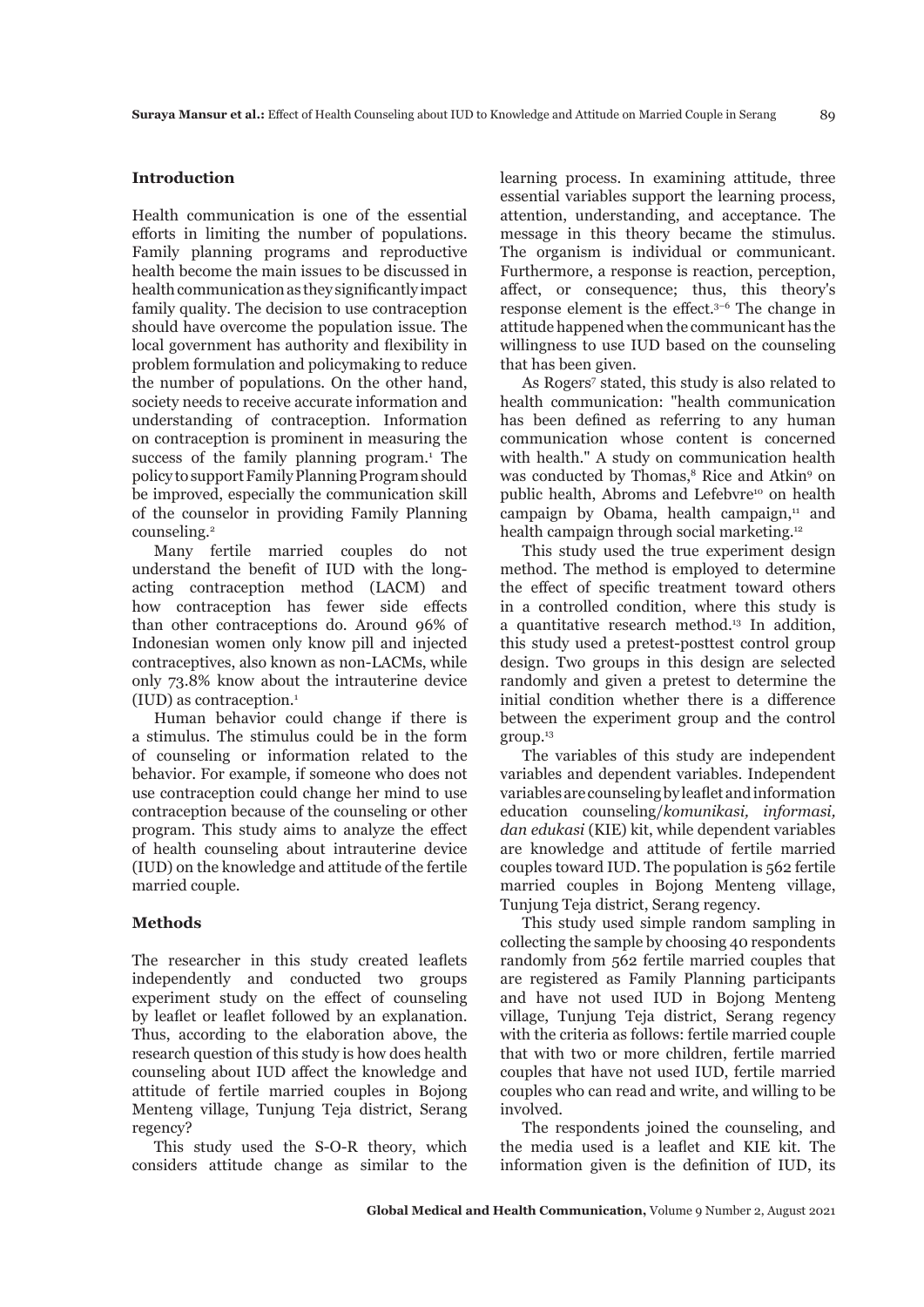## Introduction

Health communication is one of the essential efforts in limiting the number of populations. Family planning programs and reproductive health become the main issues to be discussed in health communication as they significantly impact family quality. The decision to use contraception should have overcome the population issue. The local government has authority and flexibility in problem formulation and policymaking to reduce the number of populations. On the other hand, society needs to receive accurate information and understanding of contraception. Information on contraception is prominent in measuring the success of the family planning program.[1] The policy to support Family Planning Program should be improved, especially the communication skill of the counselor in providing Family Planning counseling.[2]

Many fertile married couples do not understand the benefit of IUD with the long-acting contraception method (LACM) and how contraception has fewer side effects than other contraceptions do. Around 96% of Indonesian women only know pill and injected contraceptives, also known as non-LACMs, while only 73.8% know about the intrauterine device (IUD) as contraception.[1]

Human behavior could change if there is a stimulus. The stimulus could be in the form of counseling or information related to the behavior. For example, if someone who does not use contraception could change her mind to use contraception because of the counseling or other program. This study aims to analyze the effect of health counseling about intrauterine device (IUD) on the knowledge and attitude of the fertile married couple.

## Methods

The researcher in this study created leaflets independently and conducted two groups experiment study on the effect of counseling by leaflet or leaflet followed by an explanation. Thus, according to the elaboration above, the research question of this study is how does health counseling about IUD affect the knowledge and attitude of fertile married couples in Bojong Menteng village, Tunjung Teja district, Serang regency?

This study used the S-O-R theory, which considers attitude change as similar to the learning process. In examining attitude, three essential variables support the learning process, attention, understanding, and acceptance. The message in this theory became the stimulus. The organism is individual or communicant. Furthermore, a response is reaction, perception, affect, or consequence; thus, this theory's response element is the effect.[3–6] The change in attitude happened when the communicant has the willingness to use IUD based on the counseling that has been given.

As Rogers[7] stated, this study is also related to health communication: "health communication has been defined as referring to any human communication whose content is concerned with health." A study on communication health was conducted by Thomas,[8] Rice and Atkin[9] on public health, Abroms and Lefebvre[10] on health campaign by Obama, health campaign,[11] and health campaign through social marketing.[12]

This study used the true experiment design method. The method is employed to determine the effect of specific treatment toward others in a controlled condition, where this study is a quantitative research method.[13] In addition, this study used a pretest-posttest control group design. Two groups in this design are selected randomly and given a pretest to determine the initial condition whether there is a difference between the experiment group and the control group.[13]

The variables of this study are independent variables and dependent variables. Independent variables are counseling by leaflet and information education counseling/*komunikasi, informasi, dan edukasi* (KIE) kit, while dependent variables are knowledge and attitude of fertile married couples toward IUD. The population is 562 fertile married couples in Bojong Menteng village, Tunjung Teja district, Serang regency.

This study used simple random sampling in collecting the sample by choosing 40 respondents randomly from 562 fertile married couples that are registered as Family Planning participants and have not used IUD in Bojong Menteng village, Tunjung Teja district, Serang regency with the criteria as follows: fertile married couple that with two or more children, fertile married couples that have not used IUD, fertile married couples who can read and write, and willing to be involved.

The respondents joined the counseling, and the media used is a leaflet and KIE kit. The information given is the definition of IUD, its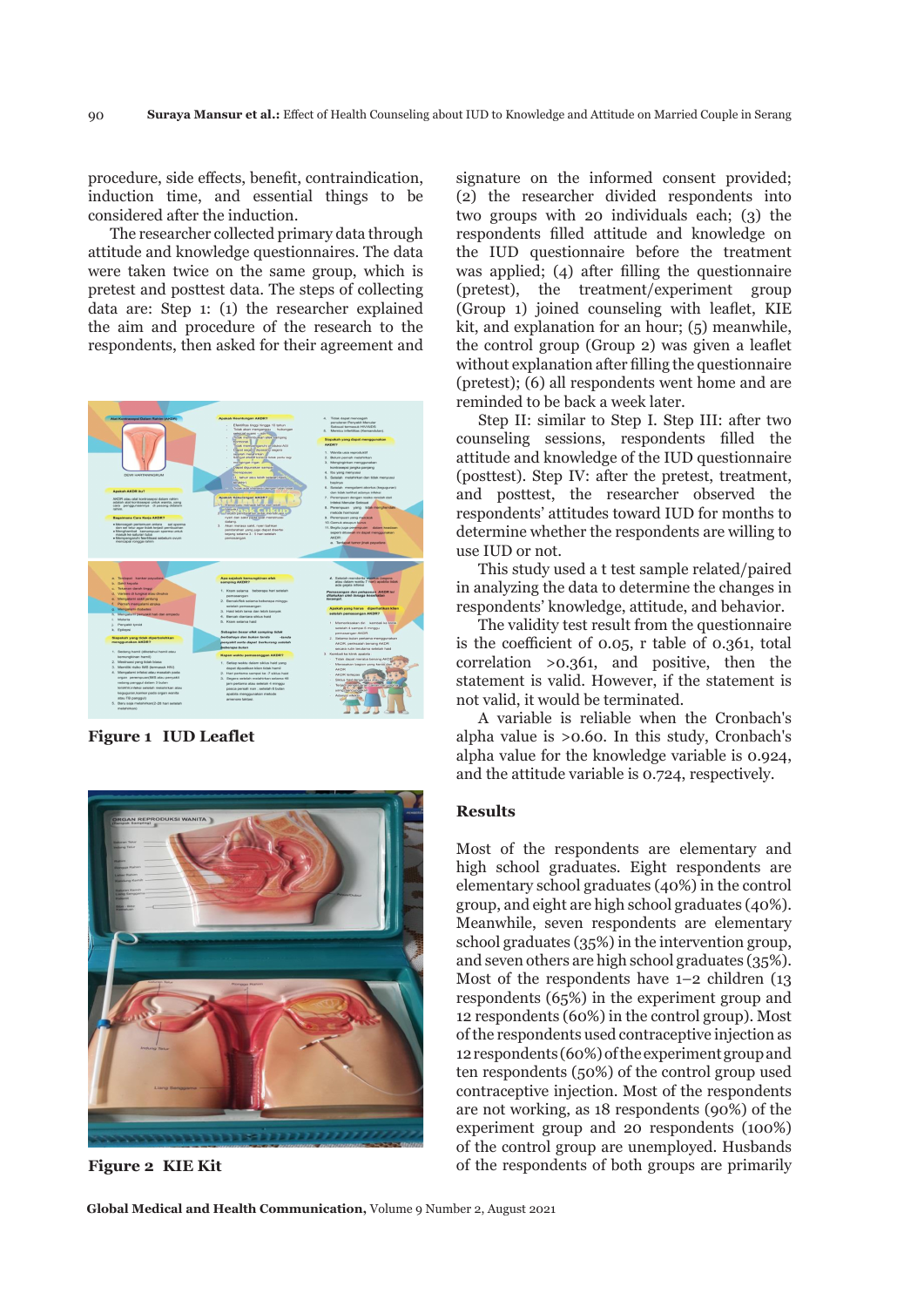procedure, side effects, benefit, contraindication, induction time, and essential things to be considered after the induction.

The researcher collected primary data through attitude and knowledge questionnaires. The data were taken twice on the same group, which is pretest and posttest data. The steps of collecting data are: Step 1: (1) the researcher explained the aim and procedure of the research to the respondents, then asked for their agreement and signature on the informed consent provided; (2) the researcher divided respondents into two groups with 20 individuals each; (3) the respondents filled attitude and knowledge on the IUD questionnaire before the treatment was applied; (4) after filling the questionnaire (pretest), the treatment/experiment group (Group 1) joined counseling with leaflet, KIE kit, and explanation for an hour; (5) meanwhile, the control group (Group 2) was given a leaflet without explanation after filling the questionnaire (pretest); (6) all respondents went home and are reminded to be back a week later.

**Figure 1 IUD Leaflet**

**Figure 2 KIE Kit**

Step II: similar to Step I. Step III: after two counseling sessions, respondents filled the attitude and knowledge of the IUD questionnaire (posttest). Step IV: after the pretest, treatment, and posttest, the researcher observed the respondents' attitudes toward IUD for months to determine whether the respondents are willing to use IUD or not.

This study used a t test sample related/paired in analyzing the data to determine the changes in respondents' knowledge, attitude, and behavior.

The validity test result from the questionnaire is the coefficient of 0.05, r table of 0.361, total correlation >0.361, and positive, then the statement is valid. However, if the statement is not valid, it would be terminated.

A variable is reliable when the Cronbach's alpha value is >0.60. In this study, Cronbach's alpha value for the knowledge variable is 0.924, and the attitude variable is 0.724, respectively.

## Results

Most of the respondents are elementary and high school graduates. Eight respondents are elementary school graduates (40%) in the control group, and eight are high school graduates (40%). Meanwhile, seven respondents are elementary school graduates (35%) in the intervention group, and seven others are high school graduates (35%). Most of the respondents have 1–2 children (13 respondents (65%) in the experiment group and 12 respondents (60%) in the control group). Most of the respondents used contraceptive injection as 12 respondents (60%) of the experiment group and ten respondents (50%) of the control group used contraceptive injection. Most of the respondents are not working, as 18 respondents (90%) of the experiment group and 20 respondents (100%) of the control group are unemployed. Husbands of the respondents of both groups are primarily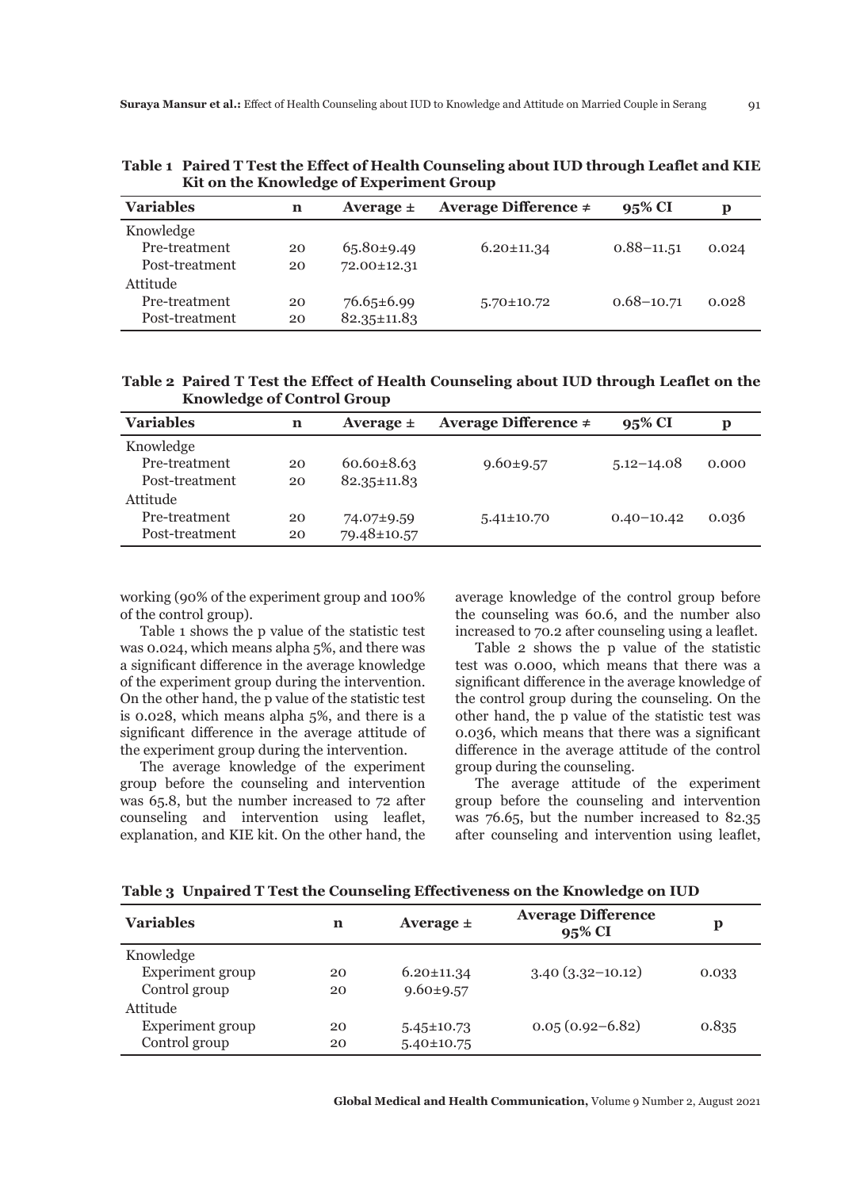**Table 1 Paired T Test the Effect of Health Counseling about IUD through Leaflet and KIE Kit on the Knowledge of Experiment Group**

| Variables | n | Average ± | Average Difference ≠ | 95% CI | p |
|---|---|---|---|---|---|
| Knowledge | | | | | |
| Pre-treatment | 20 | 65.80±9.49 | 6.20±11.34 | 0.88–11.51 | 0.024 |
| Post-treatment | 20 | 72.00±12.31 | | | |
| Attitude | | | | | |
| Pre-treatment | 20 | 76.65±6.99 | 5.70±10.72 | 0.68–10.71 | 0.028 |
| Post-treatment | 20 | 82.35±11.83 | | | |

**Table 2 Paired T Test the Effect of Health Counseling about IUD through Leaflet on the Knowledge of Control Group**

| Variables | n | Average ± | Average Difference ≠ | 95% CI | p |
|---|---|---|---|---|---|
| Knowledge | | | | | |
| Pre-treatment | 20 | 60.60±8.63 | 9.60±9.57 | 5.12–14.08 | 0.000 |
| Post-treatment | 20 | 82.35±11.83 | | | |
| Attitude | | | | | |
| Pre-treatment | 20 | 74.07±9.59 | 5.41±10.70 | 0.40–10.42 | 0.036 |
| Post-treatment | 20 | 79.48±10.57 | | | |

working (90% of the experiment group and 100% of the control group).

Table 1 shows the p value of the statistic test was 0.024, which means alpha 5%, and there was a significant difference in the average knowledge of the experiment group during the intervention. On the other hand, the p value of the statistic test is 0.028, which means alpha 5%, and there is a significant difference in the average attitude of the experiment group during the intervention.

The average knowledge of the experiment group before the counseling and intervention was 65.8, but the number increased to 72 after counseling and intervention using leaflet, explanation, and KIE kit. On the other hand, the average knowledge of the control group before the counseling was 60.6, and the number also increased to 70.2 after counseling using a leaflet.

Table 2 shows the p value of the statistic test was 0.000, which means that there was a significant difference in the average knowledge of the control group during the counseling. On the other hand, the p value of the statistic test was 0.036, which means that there was a significant difference in the average attitude of the control group during the counseling.

The average attitude of the experiment group before the counseling and intervention was 76.65, but the number increased to 82.35 after counseling and intervention using leaflet,

**Table 3 Unpaired T Test the Counseling Effectiveness on the Knowledge on IUD**

| Variables | n | Average ± | Average Difference 95% CI | p |
|---|---|---|---|---|
| Knowledge | | | | |
| Experiment group | 20 | 6.20±11.34 | 3.40 (3.32–10.12) | 0.033 |
| Control group | 20 | 9.60±9.57 | | |
| Attitude | | | | |
| Experiment group | 20 | 5.45±10.73 | 0.05 (0.92–6.82) | 0.835 |
| Control group | 20 | 5.40±10.75 | | |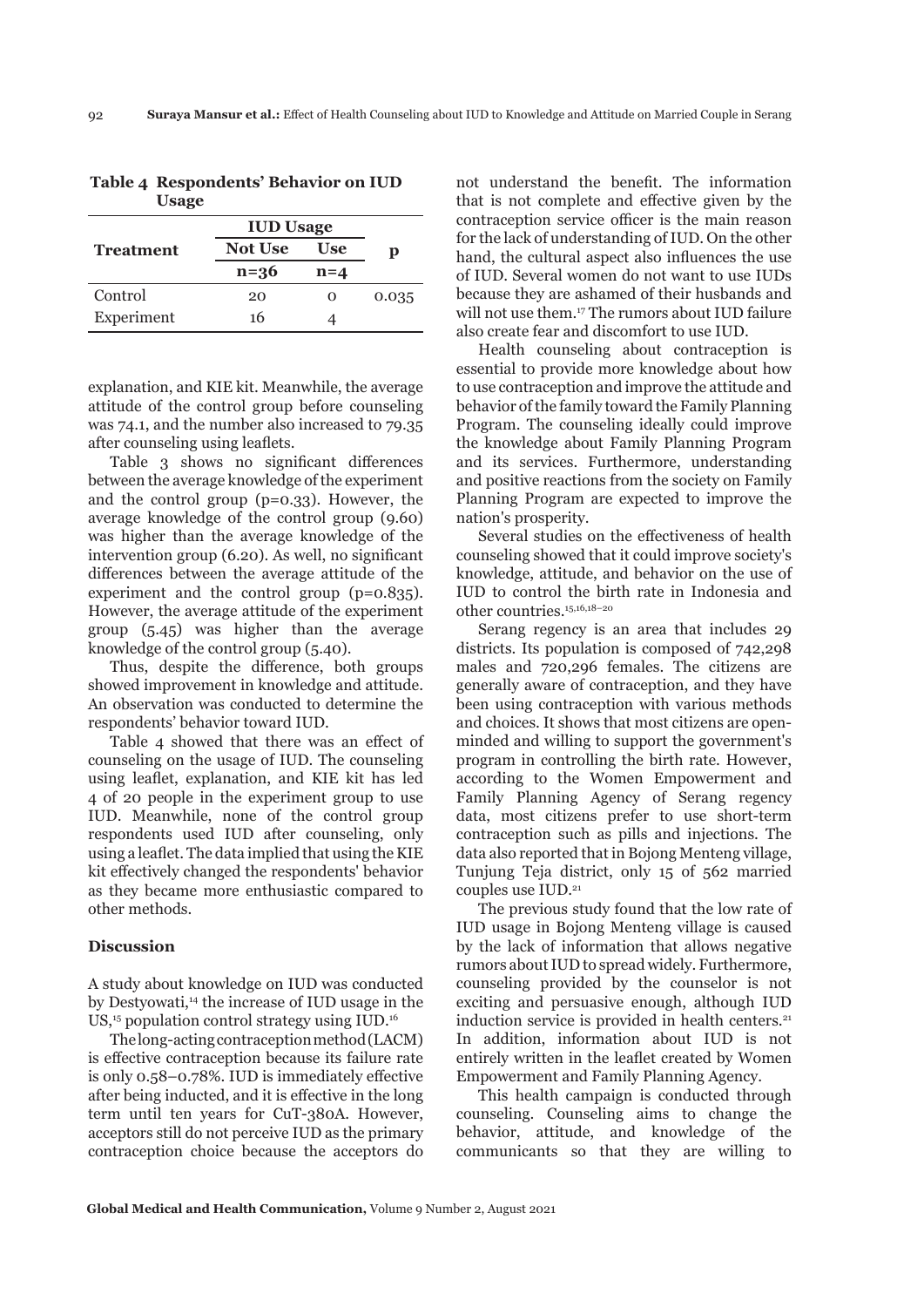**Table 4 Respondents' Behavior on IUD Usage**

| Treatment | IUD Usage | | p |
|---|---|---|---|
| | Not Use | Use | |
| | n=36 | n=4 | |
| Control | 20 | 0 | 0.035 |
| Experiment | 16 | 4 | |

explanation, and KIE kit. Meanwhile, the average attitude of the control group before counseling was 74.1, and the number also increased to 79.35 after counseling using leaflets.

Table 3 shows no significant differences between the average knowledge of the experiment and the control group (p=0.33). However, the average knowledge of the control group (9.60) was higher than the average knowledge of the intervention group (6.20). As well, no significant differences between the average attitude of the experiment and the control group (p=0.835). However, the average attitude of the experiment group (5.45) was higher than the average knowledge of the control group (5.40).

Thus, despite the difference, both groups showed improvement in knowledge and attitude. An observation was conducted to determine the respondents' behavior toward IUD.

Table 4 showed that there was an effect of counseling on the usage of IUD. The counseling using leaflet, explanation, and KIE kit has led 4 of 20 people in the experiment group to use IUD. Meanwhile, none of the control group respondents used IUD after counseling, only using a leaflet. The data implied that using the KIE kit effectively changed the respondents' behavior as they became more enthusiastic compared to other methods.

## Discussion

A study about knowledge on IUD was conducted by Destyowati,[14] the increase of IUD usage in the US,[15] population control strategy using IUD.[16]

The long-acting contraception method (LACM) is effective contraception because its failure rate is only 0.58–0.78%. IUD is immediately effective after being inducted, and it is effective in the long term until ten years for CuT-380A. However, acceptors still do not perceive IUD as the primary contraception choice because the acceptors do not understand the benefit. The information that is not complete and effective given by the contraception service officer is the main reason for the lack of understanding of IUD. On the other hand, the cultural aspect also influences the use of IUD. Several women do not want to use IUDs because they are ashamed of their husbands and will not use them.[17] The rumors about IUD failure also create fear and discomfort to use IUD.

Health counseling about contraception is essential to provide more knowledge about how to use contraception and improve the attitude and behavior of the family toward the Family Planning Program. The counseling ideally could improve the knowledge about Family Planning Program and its services. Furthermore, understanding and positive reactions from the society on Family Planning Program are expected to improve the nation's prosperity.

Several studies on the effectiveness of health counseling showed that it could improve society's knowledge, attitude, and behavior on the use of IUD to control the birth rate in Indonesia and other countries.[15,16,18–20]

Serang regency is an area that includes 29 districts. Its population is composed of 742,298 males and 720,296 females. The citizens are generally aware of contraception, and they have been using contraception with various methods and choices. It shows that most citizens are open-minded and willing to support the government's program in controlling the birth rate. However, according to the Women Empowerment and Family Planning Agency of Serang regency data, most citizens prefer to use short-term contraception such as pills and injections. The data also reported that in Bojong Menteng village, Tunjung Teja district, only 15 of 562 married couples use IUD.[21]

The previous study found that the low rate of IUD usage in Bojong Menteng village is caused by the lack of information that allows negative rumors about IUD to spread widely. Furthermore, counseling provided by the counselor is not exciting and persuasive enough, although IUD induction service is provided in health centers.[21] In addition, information about IUD is not entirely written in the leaflet created by Women Empowerment and Family Planning Agency.

This health campaign is conducted through counseling. Counseling aims to change the behavior, attitude, and knowledge of the communicants so that they are willing to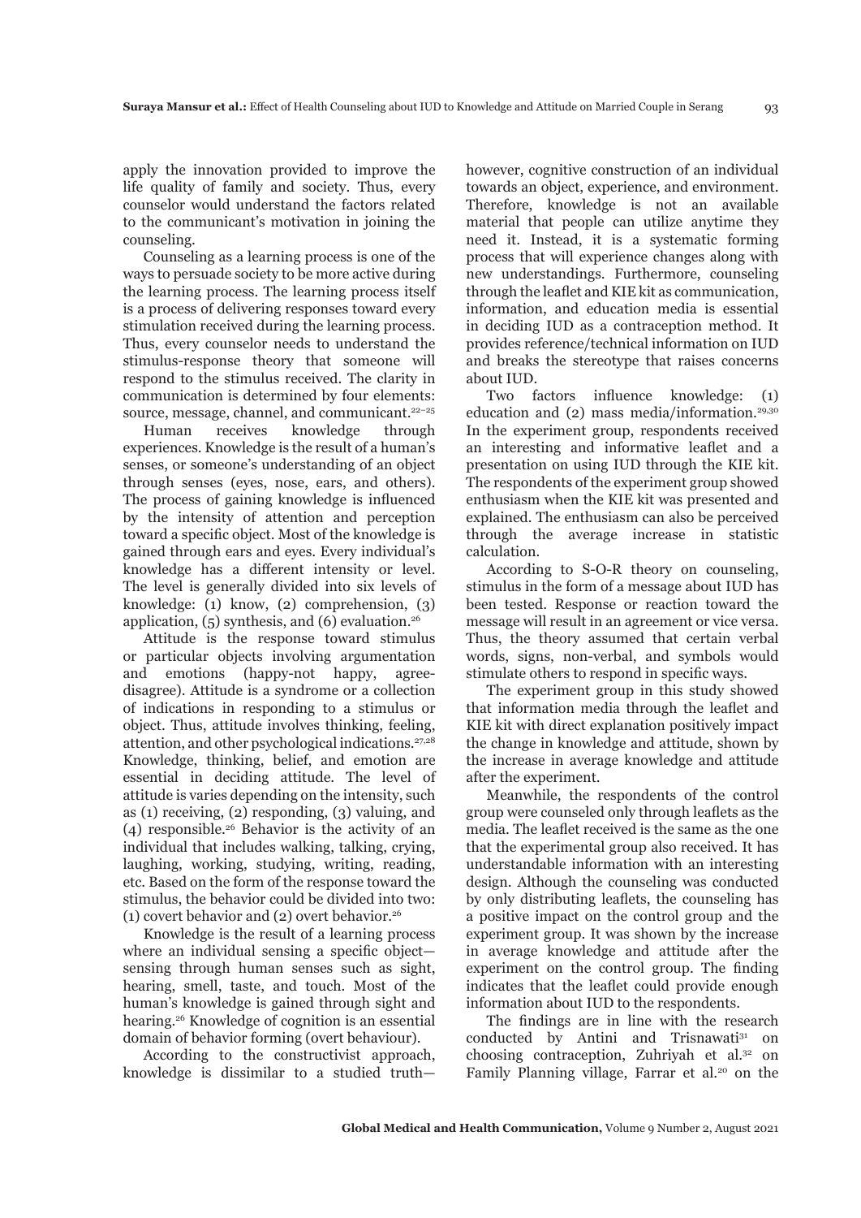apply the innovation provided to improve the life quality of family and society. Thus, every counselor would understand the factors related to the communicant's motivation in joining the counseling.

Counseling as a learning process is one of the ways to persuade society to be more active during the learning process. The learning process itself is a process of delivering responses toward every stimulation received during the learning process. Thus, every counselor needs to understand the stimulus-response theory that someone will respond to the stimulus received. The clarity in communication is determined by four elements: source, message, channel, and communicant.[22–25]

Human receives knowledge through experiences. Knowledge is the result of a human's senses, or someone's understanding of an object through senses (eyes, nose, ears, and others). The process of gaining knowledge is influenced by the intensity of attention and perception toward a specific object. Most of the knowledge is gained through ears and eyes. Every individual's knowledge has a different intensity or level. The level is generally divided into six levels of knowledge: (1) know, (2) comprehension, (3) application, (5) synthesis, and (6) evaluation.[26]

Attitude is the response toward stimulus or particular objects involving argumentation and emotions (happy-not happy, agree-disagree). Attitude is a syndrome or a collection of indications in responding to a stimulus or object. Thus, attitude involves thinking, feeling, attention, and other psychological indications.[27,28] Knowledge, thinking, belief, and emotion are essential in deciding attitude. The level of attitude is varies depending on the intensity, such as (1) receiving, (2) responding, (3) valuing, and (4) responsible.[26] Behavior is the activity of an individual that includes walking, talking, crying, laughing, working, studying, writing, reading, etc. Based on the form of the response toward the stimulus, the behavior could be divided into two: (1) covert behavior and (2) overt behavior.[26]

Knowledge is the result of a learning process where an individual sensing a specific object—sensing through human senses such as sight, hearing, smell, taste, and touch. Most of the human's knowledge is gained through sight and hearing.[26] Knowledge of cognition is an essential domain of behavior forming (overt behaviour).

According to the constructivist approach, knowledge is dissimilar to a studied truth—however, cognitive construction of an individual towards an object, experience, and environment. Therefore, knowledge is not an available material that people can utilize anytime they need it. Instead, it is a systematic forming process that will experience changes along with new understandings. Furthermore, counseling through the leaflet and KIE kit as communication, information, and education media is essential in deciding IUD as a contraception method. It provides reference/technical information on IUD and breaks the stereotype that raises concerns about IUD.

Two factors influence knowledge: (1) education and (2) mass media/information.[29,30] In the experiment group, respondents received an interesting and informative leaflet and a presentation on using IUD through the KIE kit. The respondents of the experiment group showed enthusiasm when the KIE kit was presented and explained. The enthusiasm can also be perceived through the average increase in statistic calculation.

According to S-O-R theory on counseling, stimulus in the form of a message about IUD has been tested. Response or reaction toward the message will result in an agreement or vice versa. Thus, the theory assumed that certain verbal words, signs, non-verbal, and symbols would stimulate others to respond in specific ways.

The experiment group in this study showed that information media through the leaflet and KIE kit with direct explanation positively impact the change in knowledge and attitude, shown by the increase in average knowledge and attitude after the experiment.

Meanwhile, the respondents of the control group were counseled only through leaflets as the media. The leaflet received is the same as the one that the experimental group also received. It has understandable information with an interesting design. Although the counseling was conducted by only distributing leaflets, the counseling has a positive impact on the control group and the experiment group. It was shown by the increase in average knowledge and attitude after the experiment on the control group. The finding indicates that the leaflet could provide enough information about IUD to the respondents.

The findings are in line with the research conducted by Antini and Trisnawati[31] on choosing contraception, Zuhriyah et al.[32] on Family Planning village, Farrar et al.[20] on the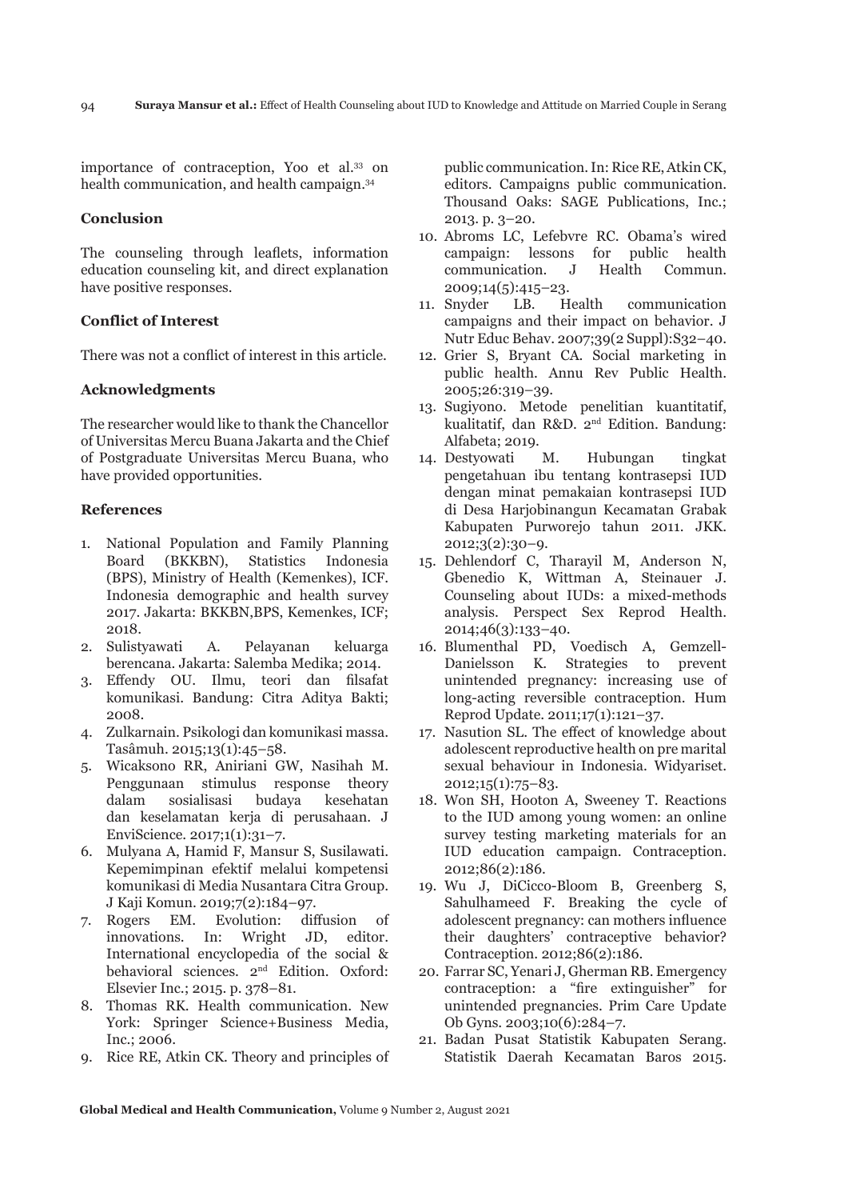importance of contraception, Yoo et al.[33] on health communication, and health campaign.[34]

## Conclusion

The counseling through leaflets, information education counseling kit, and direct explanation have positive responses.

## Conflict of Interest

There was not a conflict of interest in this article.

## Acknowledgments

The researcher would like to thank the Chancellor of Universitas Mercu Buana Jakarta and the Chief of Postgraduate Universitas Mercu Buana, who have provided opportunities.

## References

1. National Population and Family Planning Board (BKKBN), Statistics Indonesia (BPS), Ministry of Health (Kemenkes), ICF. Indonesia demographic and health survey 2017. Jakarta: BKKBN,BPS, Kemenkes, ICF; 2018.
2. Sulistyawati A. Pelayanan keluarga berencana. Jakarta: Salemba Medika; 2014.
3. Effendy OU. Ilmu, teori dan filsafat komunikasi. Bandung: Citra Aditya Bakti; 2008.
4. Zulkarnain. Psikologi dan komunikasi massa. Tasâmuh. 2015;13(1):45–58.
5. Wicaksono RR, Aniriani GW, Nasihah M. Penggunaan stimulus response theory dalam sosialisasi budaya kesehatan dan keselamatan kerja di perusahaan. J EnviScience. 2017;1(1):31–7.
6. Mulyana A, Hamid F, Mansur S, Susilawati. Kepemimpinan efektif melalui kompetensi komunikasi di Media Nusantara Citra Group. J Kaji Komun. 2019;7(2):184–97.
7. Rogers EM. Evolution: diffusion of innovations. In: Wright JD, editor. International encyclopedia of the social & behavioral sciences. 2nd Edition. Oxford: Elsevier Inc.; 2015. p. 378–81.
8. Thomas RK. Health communication. New York: Springer Science+Business Media, Inc.; 2006.
9. Rice RE, Atkin CK. Theory and principles of public communication. In: Rice RE, Atkin CK, editors. Campaigns public communication. Thousand Oaks: SAGE Publications, Inc.; 2013. p. 3–20.
10. Abroms LC, Lefebvre RC. Obama's wired campaign: lessons for public health communication. J Health Commun. 2009;14(5):415–23.
11. Snyder LB. Health communication campaigns and their impact on behavior. J Nutr Educ Behav. 2007;39(2 Suppl):S32–40.
12. Grier S, Bryant CA. Social marketing in public health. Annu Rev Public Health. 2005;26:319–39.
13. Sugiyono. Metode penelitian kuantitatif, kualitatif, dan R&D. 2nd Edition. Bandung: Alfabeta; 2019.
14. Destyowati M. Hubungan tingkat pengetahuan ibu tentang kontrasepsi IUD dengan minat pemakaian kontrasepsi IUD di Desa Harjobinangun Kecamatan Grabak Kabupaten Purworejo tahun 2011. JKK. 2012;3(2):30–9.
15. Dehlendorf C, Tharayil M, Anderson N, Gbenedio K, Wittman A, Steinauer J. Counseling about IUDs: a mixed-methods analysis. Perspect Sex Reprod Health. 2014;46(3):133–40.
16. Blumenthal PD, Voedisch A, Gemzell-Danielsson K. Strategies to prevent unintended pregnancy: increasing use of long-acting reversible contraception. Hum Reprod Update. 2011;17(1):121–37.
17. Nasution SL. The effect of knowledge about adolescent reproductive health on pre marital sexual behaviour in Indonesia. Widyariset. 2012;15(1):75–83.
18. Won SH, Hooton A, Sweeney T. Reactions to the IUD among young women: an online survey testing marketing materials for an IUD education campaign. Contraception. 2012;86(2):186.
19. Wu J, DiCicco-Bloom B, Greenberg S, Sahulhameed F. Breaking the cycle of adolescent pregnancy: can mothers influence their daughters' contraceptive behavior? Contraception. 2012;86(2):186.
20. Farrar SC, Yenari J, Gherman RB. Emergency contraception: a "fire extinguisher" for unintended pregnancies. Prim Care Update Ob Gyns. 2003;10(6):284–7.
21. Badan Pusat Statistik Kabupaten Serang. Statistik Daerah Kecamatan Baros 2015.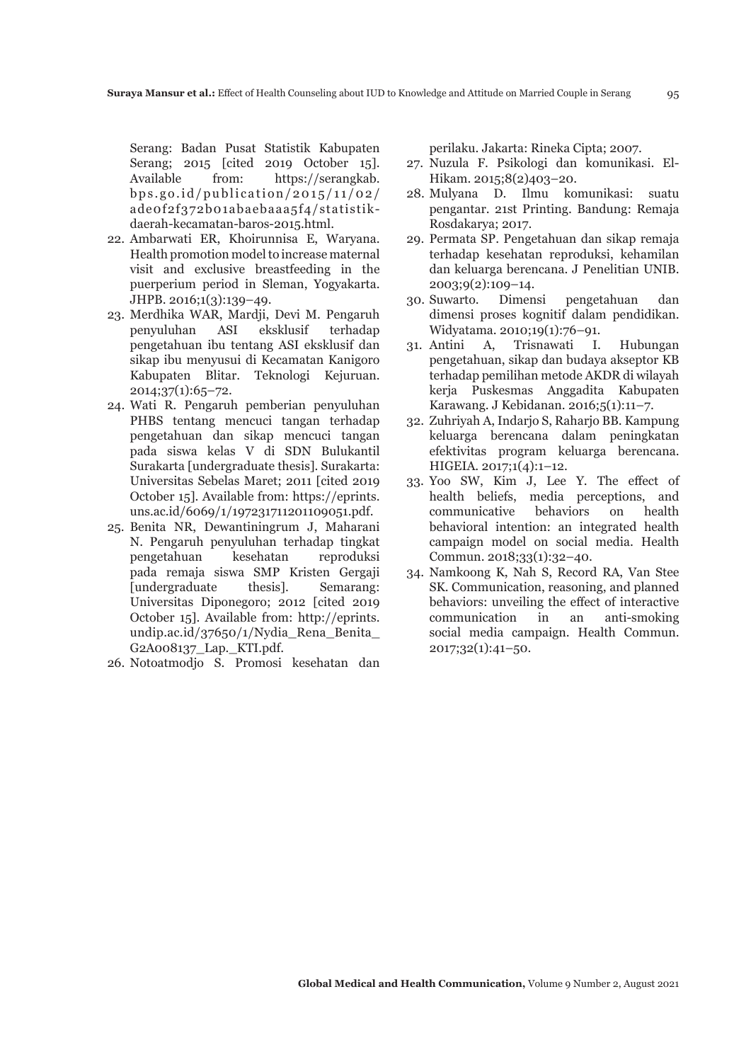Serang: Badan Pusat Statistik Kabupaten Serang; 2015 [cited 2019 October 15]. Available from: https://serangkab.bps.go.id/publication/2015/11/02/ade0f2f372b01abaebaaa5f4/statistik-daerah-kecamatan-baros-2015.html.

22. Ambarwati ER, Khoirunnisa E, Waryana. Health promotion model to increase maternal visit and exclusive breastfeeding in the puerperium period in Sleman, Yogyakarta. JHPB. 2016;1(3):139–49.
23. Merdhika WAR, Mardji, Devi M. Pengaruh penyuluhan ASI eksklusif terhadap pengetahuan ibu tentang ASI eksklusif dan sikap ibu menyusui di Kecamatan Kanigoro Kabupaten Blitar. Teknologi Kejuruan. 2014;37(1):65–72.
24. Wati R. Pengaruh pemberian penyuluhan PHBS tentang mencuci tangan terhadap pengetahuan dan sikap mencuci tangan pada siswa kelas V di SDN Bulukantil Surakarta [undergraduate thesis]. Surakarta: Universitas Sebelas Maret; 2011 [cited 2019 October 15]. Available from: https://eprints.uns.ac.id/6069/1/197231711201109051.pdf.
25. Benita NR, Dewantiningrum J, Maharani N. Pengaruh penyuluhan terhadap tingkat pengetahuan kesehatan reproduksi pada remaja siswa SMP Kristen Gergaji [undergraduate thesis]. Semarang: Universitas Diponegoro; 2012 [cited 2019 October 15]. Available from: http://eprints.undip.ac.id/37650/1/Nydia_Rena_Benita_G2A008137_Lap._KTI.pdf.
26. Notoatmodjo S. Promosi kesehatan dan perilaku. Jakarta: Rineka Cipta; 2007.
27. Nuzula F. Psikologi dan komunikasi. El-Hikam. 2015;8(2)403–20.
28. Mulyana D. Ilmu komunikasi: suatu pengantar. 21st Printing. Bandung: Remaja Rosdakarya; 2017.
29. Permata SP. Pengetahuan dan sikap remaja terhadap kesehatan reproduksi, kehamilan dan keluarga berencana. J Penelitian UNIB. 2003;9(2):109–14.
30. Suwarto. Dimensi pengetahuan dan dimensi proses kognitif dalam pendidikan. Widyatama. 2010;19(1):76–91.
31. Antini A, Trisnawati I. Hubungan pengetahuan, sikap dan budaya akseptor KB terhadap pemilihan metode AKDR di wilayah kerja Puskesmas Anggadita Kabupaten Karawang. J Kebidanan. 2016;5(1):11–7.
32. Zuhriyah A, Indarjo S, Raharjo BB. Kampung keluarga berencana dalam peningkatan efektivitas program keluarga berencana. HIGEIA. 2017;1(4):1–12.
33. Yoo SW, Kim J, Lee Y. The effect of health beliefs, media perceptions, and communicative behaviors on health behavioral intention: an integrated health campaign model on social media. Health Commun. 2018;33(1):32–40.
34. Namkoong K, Nah S, Record RA, Van Stee SK. Communication, reasoning, and planned behaviors: unveiling the effect of interactive communication in an anti-smoking social media campaign. Health Commun. 2017;32(1):41–50.